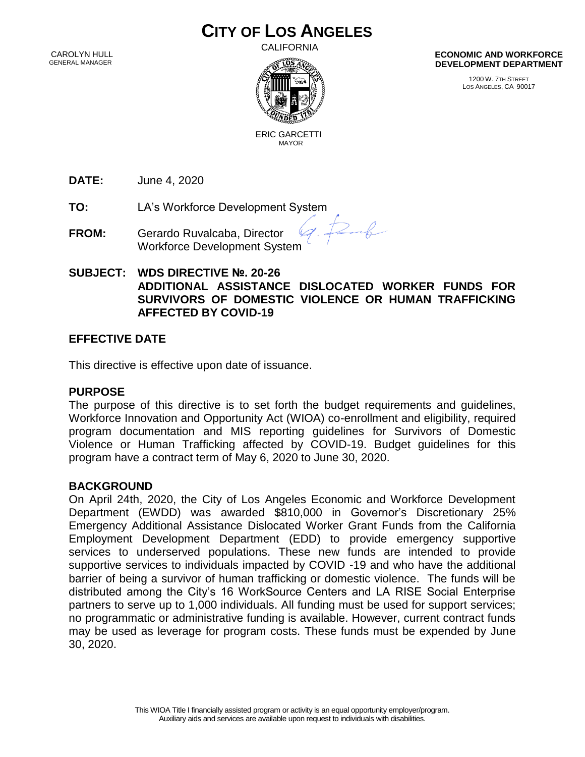# CITY OF LOS ANGELES

CALIFORNIA

CAROLYN HULL
GENERAL MANAGER

ERIC GARCETTI
MAYOR

**ECONOMIC AND WORKFORCE DEVELOPMENT DEPARTMENT**

1200 W. 7TH STREET
LOS ANGELES, CA 90017

**DATE:** June 4, 2020

**TO:** LA's Workforce Development System

**FROM:** Gerardo Ruvalcaba, Director
Workforce Development System

**SUBJECT: WDS DIRECTIVE №. 20-26**
**ADDITIONAL ASSISTANCE DISLOCATED WORKER FUNDS FOR SURVIVORS OF DOMESTIC VIOLENCE OR HUMAN TRAFFICKING AFFECTED BY COVID-19**

## EFFECTIVE DATE

This directive is effective upon date of issuance.

## PURPOSE

The purpose of this directive is to set forth the budget requirements and guidelines, Workforce Innovation and Opportunity Act (WIOA) co-enrollment and eligibility, required program documentation and MIS reporting guidelines for Survivors of Domestic Violence or Human Trafficking affected by COVID-19. Budget guidelines for this program have a contract term of May 6, 2020 to June 30, 2020.

## BACKGROUND

On April 24th, 2020, the City of Los Angeles Economic and Workforce Development Department (EWDD) was awarded $810,000 in Governor's Discretionary 25% Emergency Additional Assistance Dislocated Worker Grant Funds from the California Employment Development Department (EDD) to provide emergency supportive services to underserved populations. These new funds are intended to provide supportive services to individuals impacted by COVID -19 and who have the additional barrier of being a survivor of human trafficking or domestic violence. The funds will be distributed among the City's 16 WorkSource Centers and LA RISE Social Enterprise partners to serve up to 1,000 individuals. All funding must be used for support services; no programmatic or administrative funding is available. However, current contract funds may be used as leverage for program costs. These funds must be expended by June 30, 2020.

This WIOA Title I financially assisted program or activity is an equal opportunity employer/program. Auxiliary aids and services are available upon request to individuals with disabilities.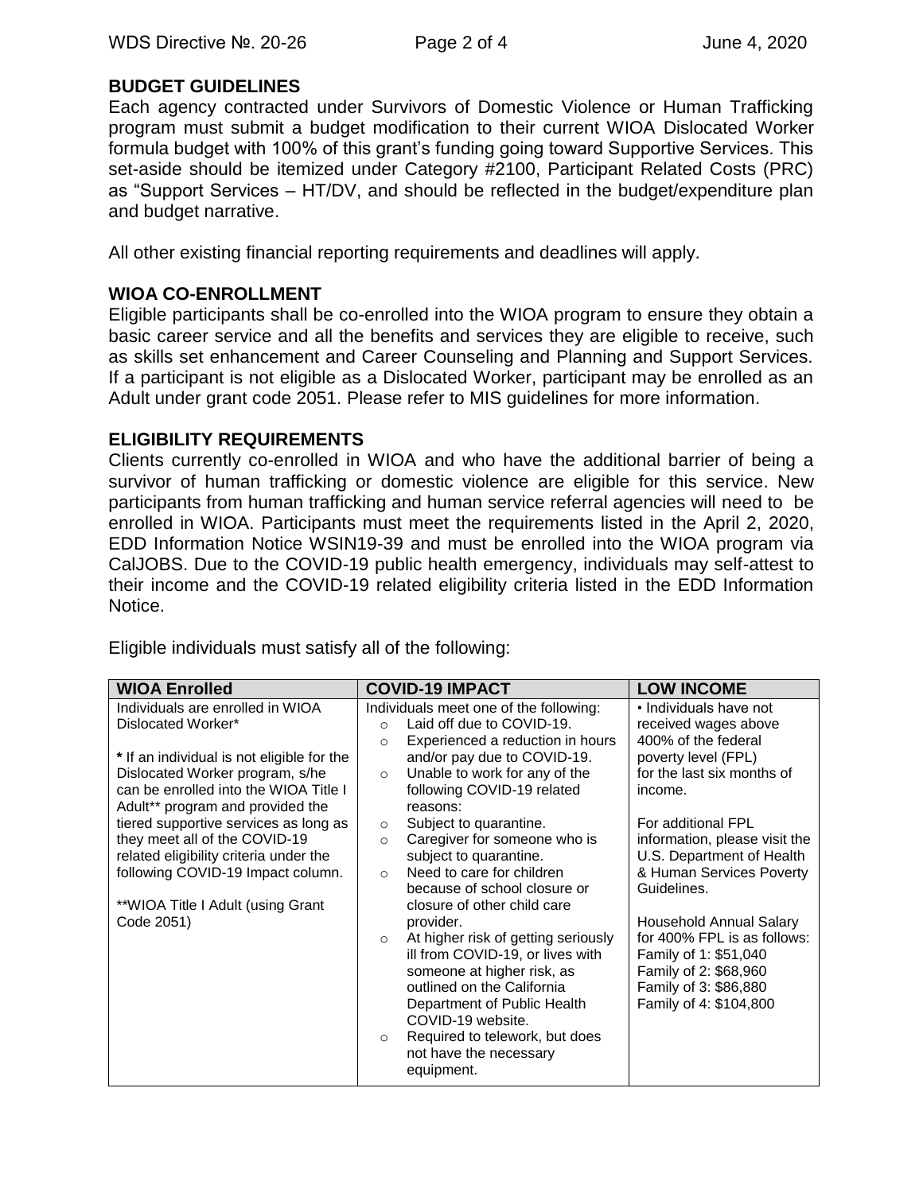## BUDGET GUIDELINES

Each agency contracted under Survivors of Domestic Violence or Human Trafficking program must submit a budget modification to their current WIOA Dislocated Worker formula budget with 100% of this grant's funding going toward Supportive Services. This set-aside should be itemized under Category #2100, Participant Related Costs (PRC) as "Support Services – HT/DV, and should be reflected in the budget/expenditure plan and budget narrative.

All other existing financial reporting requirements and deadlines will apply.

## WIOA CO-ENROLLMENT

Eligible participants shall be co-enrolled into the WIOA program to ensure they obtain a basic career service and all the benefits and services they are eligible to receive, such as skills set enhancement and Career Counseling and Planning and Support Services. If a participant is not eligible as a Dislocated Worker, participant may be enrolled as an Adult under grant code 2051. Please refer to MIS guidelines for more information.

## ELIGIBILITY REQUIREMENTS

Clients currently co-enrolled in WIOA and who have the additional barrier of being a survivor of human trafficking or domestic violence are eligible for this service. New participants from human trafficking and human service referral agencies will need to be enrolled in WIOA. Participants must meet the requirements listed in the April 2, 2020, EDD Information Notice WSIN19-39 and must be enrolled into the WIOA program via CalJOBS. Due to the COVID-19 public health emergency, individuals may self-attest to their income and the COVID-19 related eligibility criteria listed in the EDD Information Notice.

Eligible individuals must satisfy all of the following:

| WIOA Enrolled | COVID-19 IMPACT | LOW INCOME |
|---|---|---|
| Individuals are enrolled in WIOA Dislocated Worker*<br><br>**\*** If an individual is not eligible for the Dislocated Worker program, s/he can be enrolled into the WIOA Title I Adult** program and provided the tiered supportive services as long as they meet all of the COVID-19 related eligibility criteria under the following COVID-19 Impact column.<br><br>**WIOA Title I Adult (using Grant Code 2051) | Individuals meet one of the following:<br>○ Laid off due to COVID-19.<br>○ Experienced a reduction in hours and/or pay due to COVID-19.<br>○ Unable to work for any of the following COVID-19 related reasons:<br>○ Subject to quarantine.<br>○ Caregiver for someone who is subject to quarantine.<br>○ Need to care for children because of school closure or closure of other child care provider.<br>○ At higher risk of getting seriously ill from COVID-19, or lives with someone at higher risk, as outlined on the California Department of Public Health COVID-19 website.<br>○ Required to telework, but does not have the necessary equipment. | • Individuals have not received wages above 400% of the federal poverty level (FPL) for the last six months of income.<br><br>For additional FPL information, please visit the U.S. Department of Health & Human Services Poverty Guidelines.<br><br>Household Annual Salary for 400% FPL is as follows:<br>Family of 1: $51,040<br>Family of 2: $68,960<br>Family of 3: $86,880<br>Family of 4: $104,800 |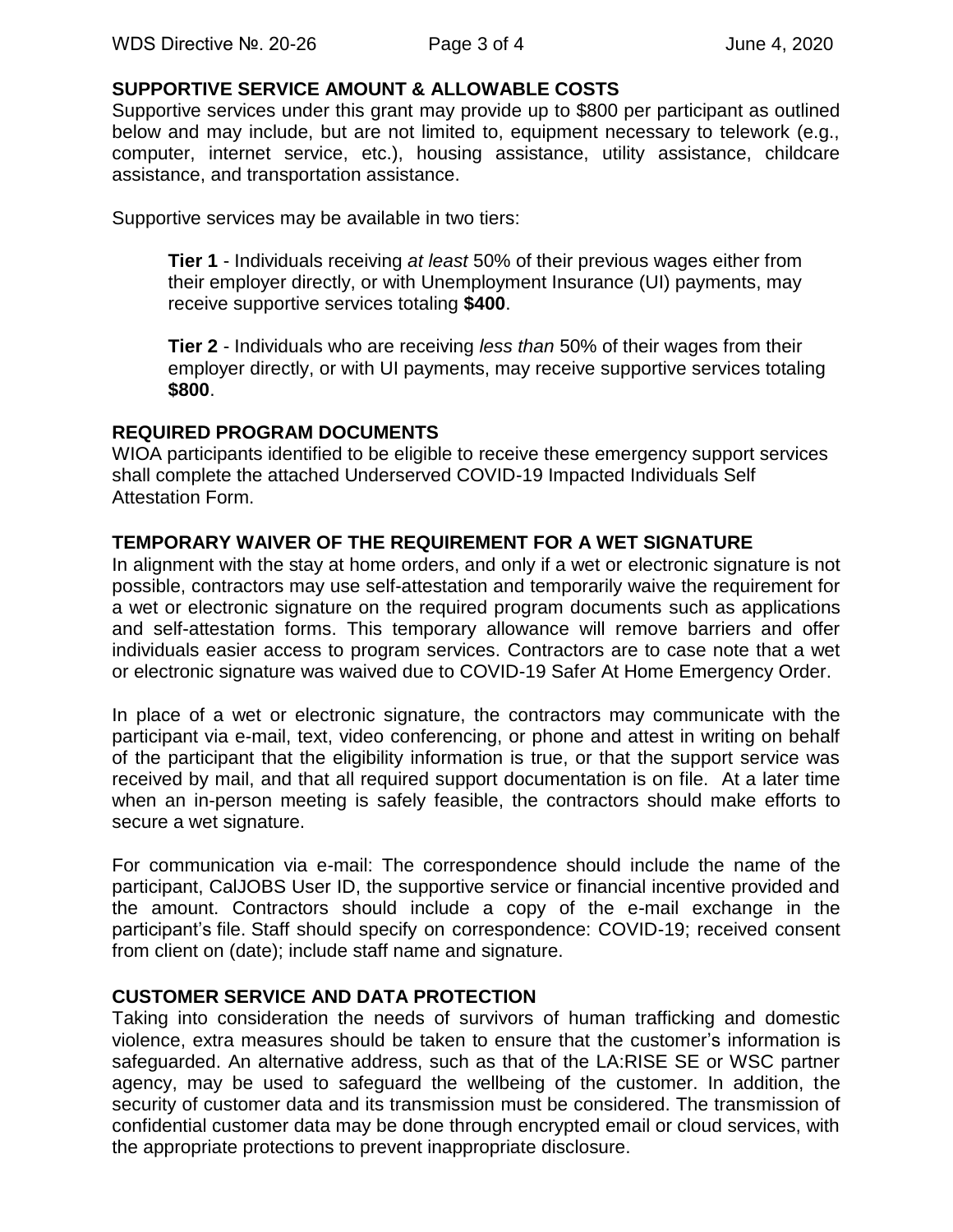## SUPPORTIVE SERVICE AMOUNT & ALLOWABLE COSTS

Supportive services under this grant may provide up to $800 per participant as outlined below and may include, but are not limited to, equipment necessary to telework (e.g., computer, internet service, etc.), housing assistance, utility assistance, childcare assistance, and transportation assistance.

Supportive services may be available in two tiers:

> **Tier 1** - Individuals receiving *at least* 50% of their previous wages either from their employer directly, or with Unemployment Insurance (UI) payments, may receive supportive services totaling **$400**.
>
> **Tier 2** - Individuals who are receiving *less than* 50% of their wages from their employer directly, or with UI payments, may receive supportive services totaling **$800**.

## REQUIRED PROGRAM DOCUMENTS

WIOA participants identified to be eligible to receive these emergency support services shall complete the attached Underserved COVID-19 Impacted Individuals Self Attestation Form.

## TEMPORARY WAIVER OF THE REQUIREMENT FOR A WET SIGNATURE

In alignment with the stay at home orders, and only if a wet or electronic signature is not possible, contractors may use self-attestation and temporarily waive the requirement for a wet or electronic signature on the required program documents such as applications and self-attestation forms. This temporary allowance will remove barriers and offer individuals easier access to program services. Contractors are to case note that a wet or electronic signature was waived due to COVID-19 Safer At Home Emergency Order.

In place of a wet or electronic signature, the contractors may communicate with the participant via e-mail, text, video conferencing, or phone and attest in writing on behalf of the participant that the eligibility information is true, or that the support service was received by mail, and that all required support documentation is on file. At a later time when an in-person meeting is safely feasible, the contractors should make efforts to secure a wet signature.

For communication via e-mail: The correspondence should include the name of the participant, CalJOBS User ID, the supportive service or financial incentive provided and the amount. Contractors should include a copy of the e-mail exchange in the participant's file. Staff should specify on correspondence: COVID-19; received consent from client on (date); include staff name and signature.

## CUSTOMER SERVICE AND DATA PROTECTION

Taking into consideration the needs of survivors of human trafficking and domestic violence, extra measures should be taken to ensure that the customer's information is safeguarded. An alternative address, such as that of the LA:RISE SE or WSC partner agency, may be used to safeguard the wellbeing of the customer. In addition, the security of customer data and its transmission must be considered. The transmission of confidential customer data may be done through encrypted email or cloud services, with the appropriate protections to prevent inappropriate disclosure.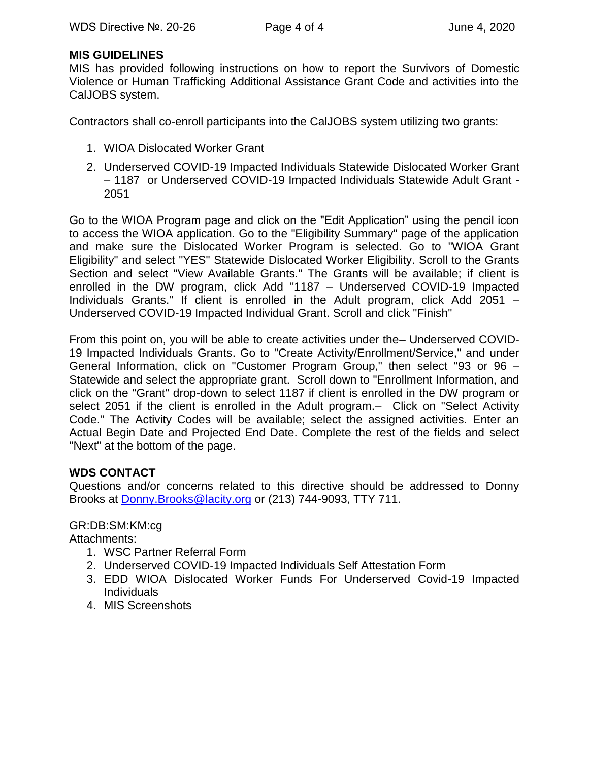**MIS GUIDELINES**

MIS has provided following instructions on how to report the Survivors of Domestic Violence or Human Trafficking Additional Assistance Grant Code and activities into the CalJOBS system.

Contractors shall co-enroll participants into the CalJOBS system utilizing two grants:

1. WIOA Dislocated Worker Grant
2. Underserved COVID-19 Impacted Individuals Statewide Dislocated Worker Grant – 1187 or Underserved COVID-19 Impacted Individuals Statewide Adult Grant - 2051

Go to the WIOA Program page and click on the "Edit Application" using the pencil icon to access the WIOA application. Go to the "Eligibility Summary" page of the application and make sure the Dislocated Worker Program is selected. Go to "WIOA Grant Eligibility" and select "YES" Statewide Dislocated Worker Eligibility. Scroll to the Grants Section and select "View Available Grants." The Grants will be available; if client is enrolled in the DW program, click Add "1187 – Underserved COVID-19 Impacted Individuals Grants." If client is enrolled in the Adult program, click Add 2051 – Underserved COVID-19 Impacted Individual Grant. Scroll and click "Finish"

From this point on, you will be able to create activities under the– Underserved COVID-19 Impacted Individuals Grants. Go to "Create Activity/Enrollment/Service," and under General Information, click on "Customer Program Group," then select "93 or 96 – Statewide and select the appropriate grant. Scroll down to "Enrollment Information, and click on the "Grant" drop-down to select 1187 if client is enrolled in the DW program or select 2051 if the client is enrolled in the Adult program.– Click on "Select Activity Code." The Activity Codes will be available; select the assigned activities. Enter an Actual Begin Date and Projected End Date. Complete the rest of the fields and select "Next" at the bottom of the page.

**WDS CONTACT**

Questions and/or concerns related to this directive should be addressed to Donny Brooks at Donny.Brooks@lacity.org or (213) 744-9093, TTY 711.

GR:DB:SM:KM:cg

Attachments:

1. WSC Partner Referral Form
2. Underserved COVID-19 Impacted Individuals Self Attestation Form
3. EDD WIOA Dislocated Worker Funds For Underserved Covid-19 Impacted Individuals
4. MIS Screenshots